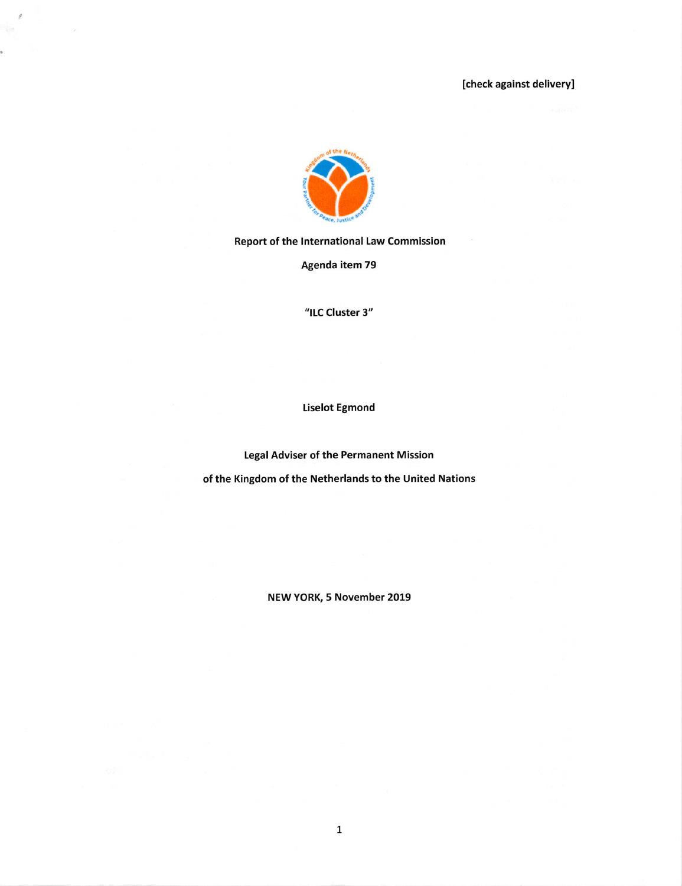[check against delivery]

**Report of the International Law Commission**

**Agenda item 79**

**"ILC Cluster 3"**

**Liselot Egmond**

**Legal Adviser of the Permanent Mission**

**of the Kingdom of the Netherlands to the United Nations**

**NEW YORK, 5 November 2019**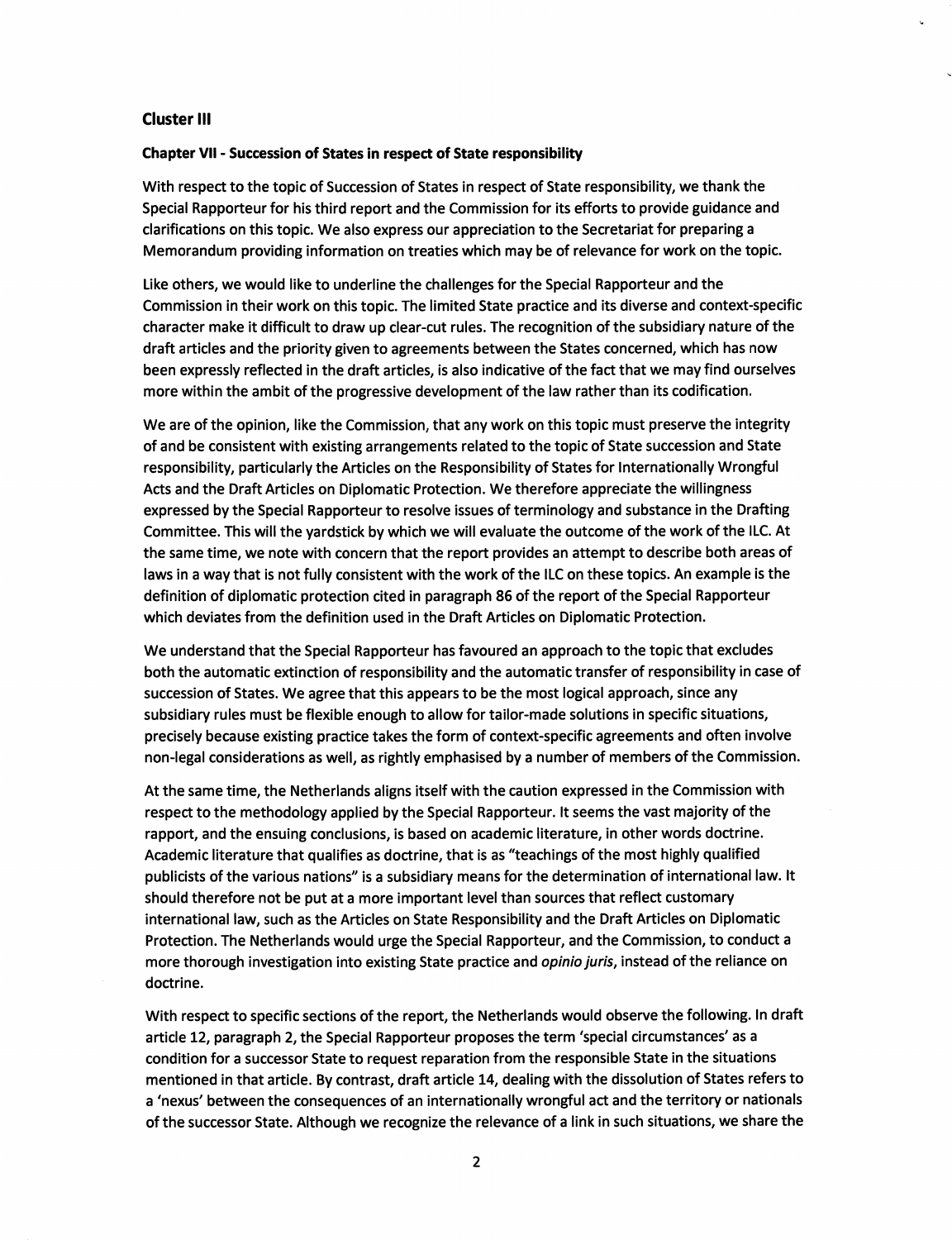## Cluster III

### Chapter VII - Succession of States in respect of State responsibility

With respect to the topic of Succession of States in respect of State responsibility, we thank the Special Rapporteur for his third report and the Commission for its efforts to provide guidance and clarifications on this topic. We also express our appreciation to the Secretariat for preparing a Memorandum providing information on treaties which may be of relevance for work on the topic.

Like others, we would like to underline the challenges for the Special Rapporteur and the Commission in their work on this topic. The limited State practice and its diverse and context-specific character make it difficult to draw up clear-cut rules. The recognition of the subsidiary nature of the draft articles and the priority given to agreements between the States concerned, which has now been expressly reflected in the draft articles, is also indicative of the fact that we may find ourselves more within the ambit of the progressive development of the law rather than its codification.

We are of the opinion, like the Commission, that any work on this topic must preserve the integrity of and be consistent with existing arrangements related to the topic of State succession and State responsibility, particularly the Articles on the Responsibility of States for Internationally Wrongful Acts and the Draft Articles on Diplomatic Protection. We therefore appreciate the willingness expressed by the Special Rapporteur to resolve issues of terminology and substance in the Drafting Committee. This will the yardstick by which we will evaluate the outcome of the work of the ILC. At the same time, we note with concern that the report provides an attempt to describe both areas of laws in a way that is not fully consistent with the work of the ILC on these topics. An example is the definition of diplomatic protection cited in paragraph 86 of the report of the Special Rapporteur which deviates from the definition used in the Draft Articles on Diplomatic Protection.

We understand that the Special Rapporteur has favoured an approach to the topic that excludes both the automatic extinction of responsibility and the automatic transfer of responsibility in case of succession of States. We agree that this appears to be the most logical approach, since any subsidiary rules must be flexible enough to allow for tailor-made solutions in specific situations, precisely because existing practice takes the form of context-specific agreements and often involve non-legal considerations as well, as rightly emphasised by a number of members of the Commission.

At the same time, the Netherlands aligns itself with the caution expressed in the Commission with respect to the methodology applied by the Special Rapporteur. It seems the vast majority of the rapport, and the ensuing conclusions, is based on academic literature, in other words doctrine. Academic literature that qualifies as doctrine, that is as "teachings of the most highly qualified publicists of the various nations" is a subsidiary means for the determination of international law. It should therefore not be put at a more important level than sources that reflect customary international law, such as the Articles on State Responsibility and the Draft Articles on Diplomatic Protection. The Netherlands would urge the Special Rapporteur, and the Commission, to conduct a more thorough investigation into existing State practice and *opinio juris*, instead of the reliance on doctrine.

With respect to specific sections of the report, the Netherlands would observe the following. In draft article 12, paragraph 2, the Special Rapporteur proposes the term 'special circumstances' as a condition for a successor State to request reparation from the responsible State in the situations mentioned in that article. By contrast, draft article 14, dealing with the dissolution of States refers to a 'nexus' between the consequences of an internationally wrongful act and the territory or nationals of the successor State. Although we recognize the relevance of a link in such situations, we share the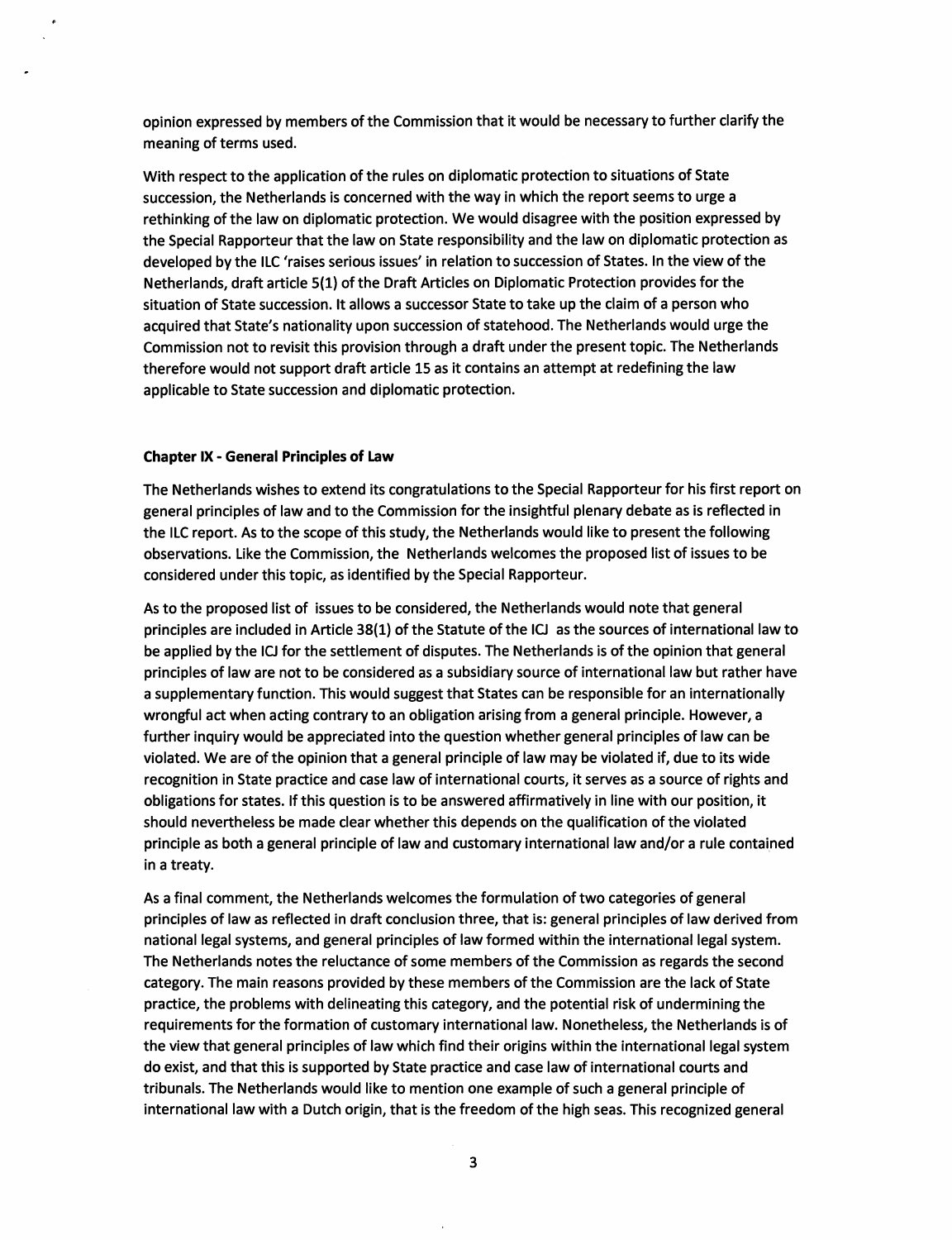opinion expressed by members of the Commission that it would be necessary to further clarify the meaning of terms used.

With respect to the application of the rules on diplomatic protection to situations of State succession, the Netherlands is concerned with the way in which the report seems to urge a rethinking of the law on diplomatic protection. We would disagree with the position expressed by the Special Rapporteur that the law on State responsibility and the law on diplomatic protection as developed by the ILC 'raises serious issues' in relation to succession of States. In the view of the Netherlands, draft article 5(1) of the Draft Articles on Diplomatic Protection provides for the situation of State succession. It allows a successor State to take up the claim of a person who acquired that State's nationality upon succession of statehood. The Netherlands would urge the Commission not to revisit this provision through a draft under the present topic. The Netherlands therefore would not support draft article 15 as it contains an attempt at redefining the law applicable to State succession and diplomatic protection.

**Chapter IX - General Principles of Law**

The Netherlands wishes to extend its congratulations to the Special Rapporteur for his first report on general principles of law and to the Commission for the insightful plenary debate as is reflected in the ILC report. As to the scope of this study, the Netherlands would like to present the following observations. Like the Commission, the Netherlands welcomes the proposed list of issues to be considered under this topic, as identified by the Special Rapporteur.

As to the proposed list of issues to be considered, the Netherlands would note that general principles are included in Article 38(1) of the Statute of the ICJ as the sources of international law to be applied by the ICJ for the settlement of disputes. The Netherlands is of the opinion that general principles of law are not to be considered as a subsidiary source of international law but rather have a supplementary function. This would suggest that States can be responsible for an internationally wrongful act when acting contrary to an obligation arising from a general principle. However, a further inquiry would be appreciated into the question whether general principles of law can be violated. We are of the opinion that a general principle of law may be violated if, due to its wide recognition in State practice and case law of international courts, it serves as a source of rights and obligations for states. If this question is to be answered affirmatively in line with our position, it should nevertheless be made clear whether this depends on the qualification of the violated principle as both a general principle of law and customary international law and/or a rule contained in a treaty.

As a final comment, the Netherlands welcomes the formulation of two categories of general principles of law as reflected in draft conclusion three, that is: general principles of law derived from national legal systems, and general principles of law formed within the international legal system. The Netherlands notes the reluctance of some members of the Commission as regards the second category. The main reasons provided by these members of the Commission are the lack of State practice, the problems with delineating this category, and the potential risk of undermining the requirements for the formation of customary international law. Nonetheless, the Netherlands is of the view that general principles of law which find their origins within the international legal system do exist, and that this is supported by State practice and case law of international courts and tribunals. The Netherlands would like to mention one example of such a general principle of international law with a Dutch origin, that is the freedom of the high seas. This recognized general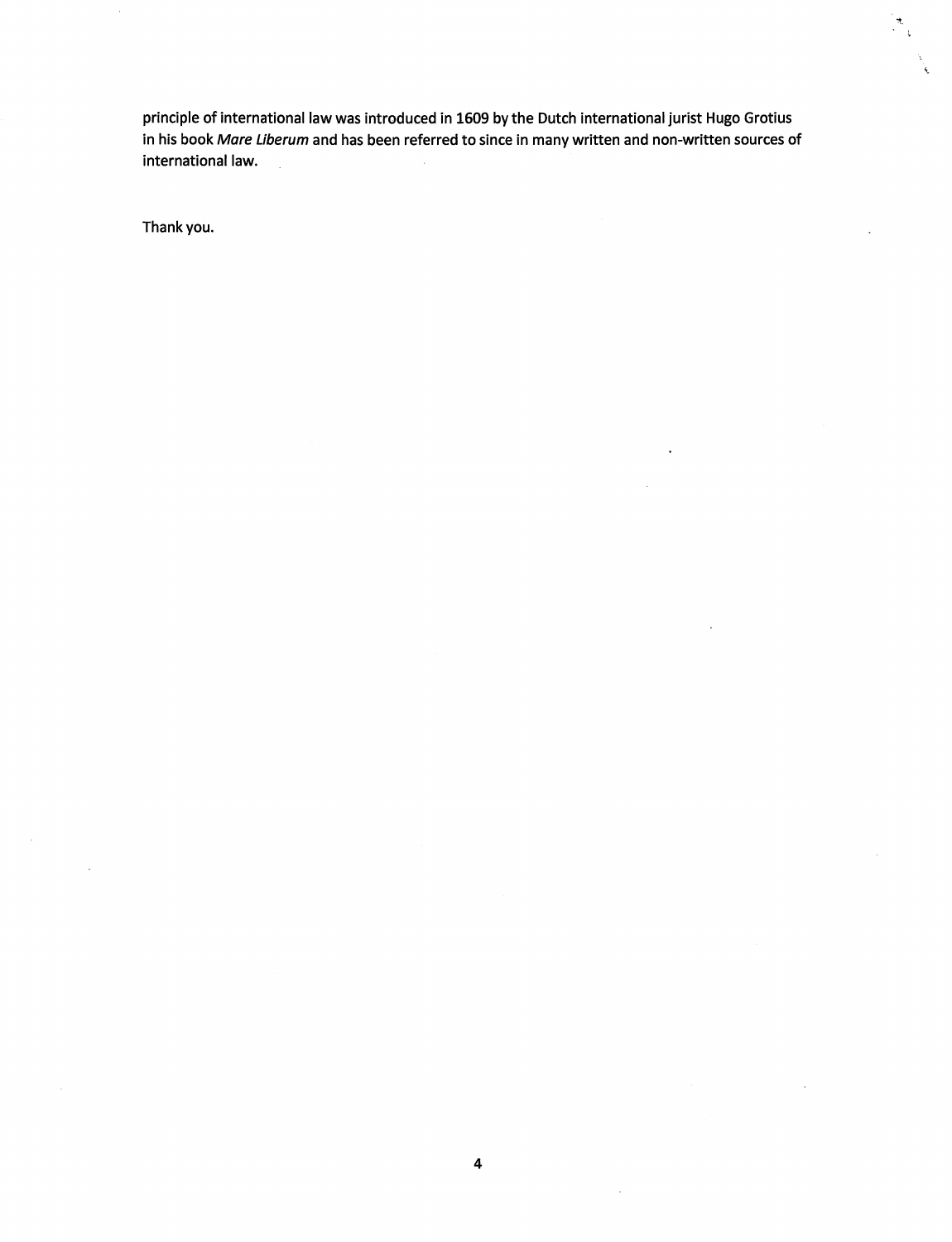principle of international law was introduced in 1609 by the Dutch international jurist Hugo Grotius in his book *Mare Liberum* and has been referred to since in many written and non-written sources of international law.

Thank you.